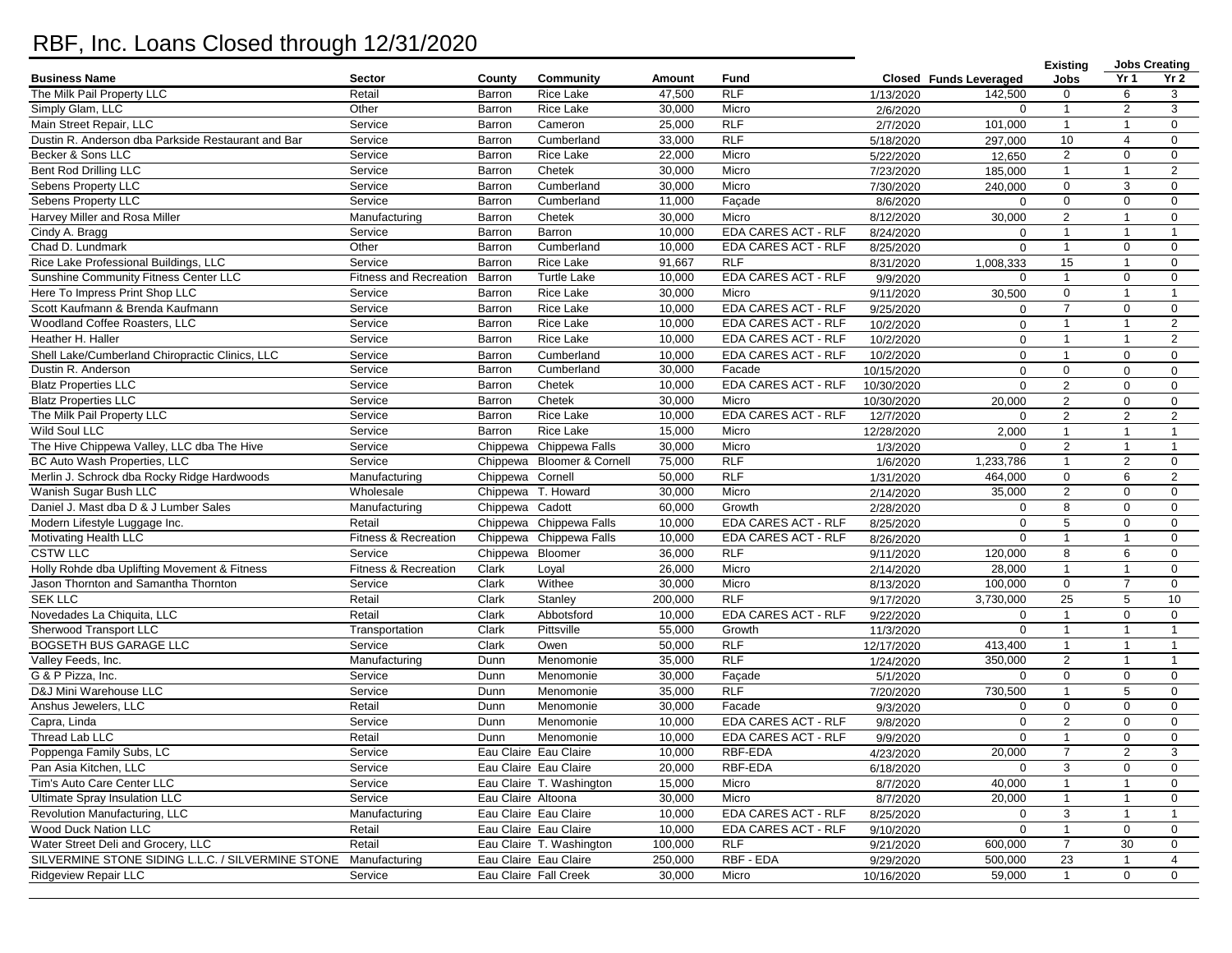# RBF, Inc. Loans Closed through 12/31/2020

| Business Name | Sector | County | Community | Amount | Fund | Closed | Funds Leveraged | Existing Jobs | Jobs Creating Yr 1 | Jobs Creating Yr 2 |
|---|---|---|---|---|---|---|---|---|---|---|
| The Milk Pail Property LLC | Retail | Barron | Rice Lake | 47,500 | RLF | 1/13/2020 | 142,500 | 0 | 6 | 3 |
| Simply Glam, LLC | Other | Barron | Rice Lake | 30,000 | Micro | 2/6/2020 | 0 | 1 | 2 | 3 |
| Main Street Repair, LLC | Service | Barron | Cameron | 25,000 | RLF | 2/7/2020 | 101,000 | 1 | 1 | 0 |
| Dustin R. Anderson dba Parkside Restaurant and Bar | Service | Barron | Cumberland | 33,000 | RLF | 5/18/2020 | 297,000 | 10 | 4 | 0 |
| Becker & Sons LLC | Service | Barron | Rice Lake | 22,000 | Micro | 5/22/2020 | 12,650 | 2 | 0 | 0 |
| Bent Rod Drilling LLC | Service | Barron | Chetek | 30,000 | Micro | 7/23/2020 | 185,000 | 1 | 1 | 2 |
| Sebens Property LLC | Service | Barron | Cumberland | 30,000 | Micro | 7/30/2020 | 240,000 | 0 | 3 | 0 |
| Sebens Property LLC | Service | Barron | Cumberland | 11,000 | Façade | 8/6/2020 | 0 | 0 | 0 | 0 |
| Harvey Miller and Rosa Miller | Manufacturing | Barron | Chetek | 30,000 | Micro | 8/12/2020 | 30,000 | 2 | 1 | 0 |
| Cindy A. Bragg | Service | Barron | Barron | 10,000 | EDA CARES ACT - RLF | 8/24/2020 | 0 | 1 | 1 | 1 |
| Chad D. Lundmark | Other | Barron | Cumberland | 10,000 | EDA CARES ACT - RLF | 8/25/2020 | 0 | 1 | 0 | 0 |
| Rice Lake Professional Buildings, LLC | Service | Barron | Rice Lake | 91,667 | RLF | 8/31/2020 | 1,008,333 | 15 | 1 | 0 |
| Sunshine Community Fitness Center LLC | Fitness and Recreation | Barron | Turtle Lake | 10,000 | EDA CARES ACT - RLF | 9/9/2020 | 0 | 1 | 0 | 0 |
| Here To Impress Print Shop LLC | Service | Barron | Rice Lake | 30,000 | Micro | 9/11/2020 | 30,500 | 0 | 1 | 1 |
| Scott Kaufmann & Brenda Kaufmann | Service | Barron | Rice Lake | 10,000 | EDA CARES ACT - RLF | 9/25/2020 | 0 | 7 | 0 | 0 |
| Woodland Coffee Roasters, LLC | Service | Barron | Rice Lake | 10,000 | EDA CARES ACT - RLF | 10/2/2020 | 0 | 1 | 1 | 2 |
| Heather H. Haller | Service | Barron | Rice Lake | 10,000 | EDA CARES ACT - RLF | 10/2/2020 | 0 | 1 | 1 | 2 |
| Shell Lake/Cumberland Chiropractic Clinics, LLC | Service | Barron | Cumberland | 10,000 | EDA CARES ACT - RLF | 10/2/2020 | 0 | 1 | 0 | 0 |
| Dustin R. Anderson | Service | Barron | Cumberland | 30,000 | Facade | 10/15/2020 | 0 | 0 | 0 | 0 |
| Blatz Properties LLC | Service | Barron | Chetek | 10,000 | EDA CARES ACT - RLF | 10/30/2020 | 0 | 2 | 0 | 0 |
| Blatz Properties LLC | Service | Barron | Chetek | 30,000 | Micro | 10/30/2020 | 20,000 | 2 | 0 | 0 |
| The Milk Pail Property LLC | Service | Barron | Rice Lake | 10,000 | EDA CARES ACT - RLF | 12/7/2020 | 0 | 2 | 2 | 2 |
| Wild Soul LLC | Service | Barron | Rice Lake | 15,000 | Micro | 12/28/2020 | 2,000 | 1 | 1 | 1 |
| The Hive Chippewa Valley, LLC dba The Hive | Service | Chippewa | Chippewa Falls | 30,000 | Micro | 1/3/2020 | 0 | 2 | 1 | 1 |
| BC Auto Wash Properties, LLC | Service | Chippewa | Bloomer & Cornell | 75,000 | RLF | 1/6/2020 | 1,233,786 | 1 | 2 | 0 |
| Merlin J. Schrock dba Rocky Ridge Hardwoods | Manufacturing | Chippewa | Cornell | 50,000 | RLF | 1/31/2020 | 464,000 | 0 | 6 | 2 |
| Wanish Sugar Bush LLC | Wholesale | Chippewa | T. Howard | 30,000 | Micro | 2/14/2020 | 35,000 | 2 | 0 | 0 |
| Daniel J. Mast dba D & J Lumber Sales | Manufacturing | Chippewa | Cadott | 60,000 | Growth | 2/28/2020 | 0 | 8 | 0 | 0 |
| Modern Lifestyle Luggage Inc. | Retail | Chippewa | Chippewa Falls | 10,000 | EDA CARES ACT - RLF | 8/25/2020 | 0 | 5 | 0 | 0 |
| Motivating Health LLC | Fitness & Recreation | Chippewa | Chippewa Falls | 10,000 | EDA CARES ACT - RLF | 8/26/2020 | 0 | 1 | 1 | 0 |
| CSTW LLC | Service | Chippewa | Bloomer | 36,000 | RLF | 9/11/2020 | 120,000 | 8 | 6 | 0 |
| Holly Rohde dba Uplifting Movement & Fitness | Fitness & Recreation | Clark | Loyal | 26,000 | Micro | 2/14/2020 | 28,000 | 1 | 1 | 0 |
| Jason Thornton and Samantha Thornton | Service | Clark | Withee | 30,000 | Micro | 8/13/2020 | 100,000 | 0 | 7 | 0 |
| SEK LLC | Retail | Clark | Stanley | 200,000 | RLF | 9/17/2020 | 3,730,000 | 25 | 5 | 10 |
| Novedades La Chiquita, LLC | Retail | Clark | Abbotsford | 10,000 | EDA CARES ACT - RLF | 9/22/2020 | 0 | 1 | 0 | 0 |
| Sherwood Transport LLC | Transportation | Clark | Pittsville | 55,000 | Growth | 11/3/2020 | 0 | 1 | 1 | 1 |
| BOGSETH BUS GARAGE LLC | Service | Clark | Owen | 50,000 | RLF | 12/17/2020 | 413,400 | 1 | 1 | 1 |
| Valley Feeds, Inc. | Manufacturing | Dunn | Menomonie | 35,000 | RLF | 1/24/2020 | 350,000 | 2 | 1 | 1 |
| G & P Pizza, Inc. | Service | Dunn | Menomonie | 30,000 | Façade | 5/1/2020 | 0 | 0 | 0 | 0 |
| D&J Mini Warehouse LLC | Service | Dunn | Menomonie | 35,000 | RLF | 7/20/2020 | 730,500 | 1 | 5 | 0 |
| Anshus Jewelers, LLC | Retail | Dunn | Menomonie | 30,000 | Facade | 9/3/2020 | 0 | 0 | 0 | 0 |
| Capra, Linda | Service | Dunn | Menomonie | 10,000 | EDA CARES ACT - RLF | 9/8/2020 | 0 | 2 | 0 | 0 |
| Thread Lab LLC | Retail | Dunn | Menomonie | 10,000 | EDA CARES ACT - RLF | 9/9/2020 | 0 | 1 | 0 | 0 |
| Poppenga Family Subs, LC | Service | Eau Claire | Eau Claire | 10,000 | RBF-EDA | 4/23/2020 | 20,000 | 7 | 2 | 3 |
| Pan Asia Kitchen, LLC | Service | Eau Claire | Eau Claire | 20,000 | RBF-EDA | 6/18/2020 | 0 | 3 | 0 | 0 |
| Tim's Auto Care Center LLC | Service | Eau Claire | T. Washington | 15,000 | Micro | 8/7/2020 | 40,000 | 1 | 1 | 0 |
| Ultimate Spray Insulation LLC | Service | Eau Claire | Altoona | 30,000 | Micro | 8/7/2020 | 20,000 | 1 | 1 | 0 |
| Revolution Manufacturing, LLC | Manufacturing | Eau Claire | Eau Claire | 10,000 | EDA CARES ACT - RLF | 8/25/2020 | 0 | 3 | 1 | 1 |
| Wood Duck Nation LLC | Retail | Eau Claire | Eau Claire | 10,000 | EDA CARES ACT - RLF | 9/10/2020 | 0 | 1 | 0 | 0 |
| Water Street Deli and Grocery, LLC | Retail | Eau Claire | T. Washington | 100,000 | RLF | 9/21/2020 | 600,000 | 7 | 30 | 0 |
| SILVERMINE STONE SIDING L.L.C. / SILVERMINE STONE | Manufacturing | Eau Claire | Eau Claire | 250,000 | RBF - EDA | 9/29/2020 | 500,000 | 23 | 1 | 4 |
| Ridgeview Repair LLC | Service | Eau Claire | Fall Creek | 30,000 | Micro | 10/16/2020 | 59,000 | 1 | 0 | 0 |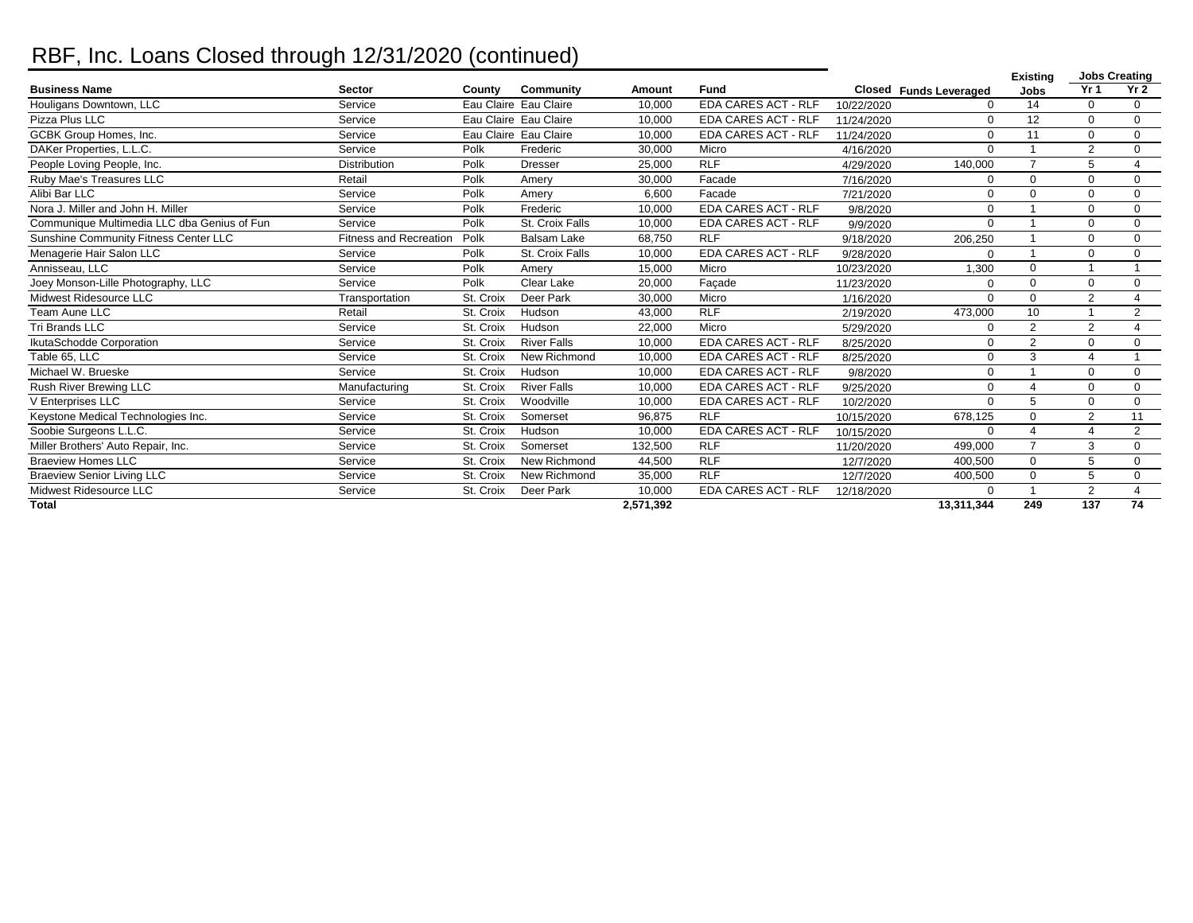# RBF, Inc. Loans Closed through 12/31/2020 (continued)

| Business Name | Sector | County | Community | Amount | Fund | Closed | Funds Leveraged | Existing Jobs | Jobs Creating Yr 1 | Jobs Creating Yr 2 |
|---|---|---|---|---|---|---|---|---|---|---|
| Houligans Downtown, LLC | Service | Eau Claire | Eau Claire | 10,000 | EDA CARES ACT - RLF | 10/22/2020 | 0 | 14 | 0 | 0 |
| Pizza Plus LLC | Service | Eau Claire | Eau Claire | 10,000 | EDA CARES ACT - RLF | 11/24/2020 | 0 | 12 | 0 | 0 |
| GCBK Group Homes, Inc. | Service | Eau Claire | Eau Claire | 10,000 | EDA CARES ACT - RLF | 11/24/2020 | 0 | 11 | 0 | 0 |
| DAKer Properties, L.L.C. | Service | Polk | Frederic | 30,000 | Micro | 4/16/2020 | 0 | 1 | 2 | 0 |
| People Loving People, Inc. | Distribution | Polk | Dresser | 25,000 | RLF | 4/29/2020 | 140,000 | 7 | 5 | 4 |
| Ruby Mae's Treasures LLC | Retail | Polk | Amery | 30,000 | Facade | 7/16/2020 | 0 | 0 | 0 | 0 |
| Alibi Bar LLC | Service | Polk | Amery | 6,600 | Facade | 7/21/2020 | 0 | 0 | 0 | 0 |
| Nora J. Miller and John H. Miller | Service | Polk | Frederic | 10,000 | EDA CARES ACT - RLF | 9/8/2020 | 0 | 1 | 0 | 0 |
| Communique Multimedia LLC dba Genius of Fun | Service | Polk | St. Croix Falls | 10,000 | EDA CARES ACT - RLF | 9/9/2020 | 0 | 1 | 0 | 0 |
| Sunshine Community Fitness Center LLC | Fitness and Recreation | Polk | Balsam Lake | 68,750 | RLF | 9/18/2020 | 206,250 | 1 | 0 | 0 |
| Menagerie Hair Salon LLC | Service | Polk | St. Croix Falls | 10,000 | EDA CARES ACT - RLF | 9/28/2020 | 0 | 1 | 0 | 0 |
| Annisseau, LLC | Service | Polk | Amery | 15,000 | Micro | 10/23/2020 | 1,300 | 0 | 1 | 1 |
| Joey Monson-Lille Photography, LLC | Service | Polk | Clear Lake | 20,000 | Façade | 11/23/2020 | 0 | 0 | 0 | 0 |
| Midwest Ridesource LLC | Transportation | St. Croix | Deer Park | 30,000 | Micro | 1/16/2020 | 0 | 0 | 2 | 4 |
| Team Aune LLC | Retail | St. Croix | Hudson | 43,000 | RLF | 2/19/2020 | 473,000 | 10 | 1 | 2 |
| Tri Brands LLC | Service | St. Croix | Hudson | 22,000 | Micro | 5/29/2020 | 0 | 2 | 2 | 4 |
| IkutaSchodde Corporation | Service | St. Croix | River Falls | 10,000 | EDA CARES ACT - RLF | 8/25/2020 | 0 | 2 | 0 | 0 |
| Table 65, LLC | Service | St. Croix | New Richmond | 10,000 | EDA CARES ACT - RLF | 8/25/2020 | 0 | 3 | 4 | 1 |
| Michael W. Brueske | Service | St. Croix | Hudson | 10,000 | EDA CARES ACT - RLF | 9/8/2020 | 0 | 1 | 0 | 0 |
| Rush River Brewing LLC | Manufacturing | St. Croix | River Falls | 10,000 | EDA CARES ACT - RLF | 9/25/2020 | 0 | 4 | 0 | 0 |
| V Enterprises LLC | Service | St. Croix | Woodville | 10,000 | EDA CARES ACT - RLF | 10/2/2020 | 0 | 5 | 0 | 0 |
| Keystone Medical Technologies Inc. | Service | St. Croix | Somerset | 96,875 | RLF | 10/15/2020 | 678,125 | 0 | 2 | 11 |
| Soobie Surgeons L.L.C. | Service | St. Croix | Hudson | 10,000 | EDA CARES ACT - RLF | 10/15/2020 | 0 | 4 | 4 | 2 |
| Miller Brothers' Auto Repair, Inc. | Service | St. Croix | Somerset | 132,500 | RLF | 11/20/2020 | 499,000 | 7 | 3 | 0 |
| Braeview Homes LLC | Service | St. Croix | New Richmond | 44,500 | RLF | 12/7/2020 | 400,500 | 0 | 5 | 0 |
| Braeview Senior Living LLC | Service | St. Croix | New Richmond | 35,000 | RLF | 12/7/2020 | 400,500 | 0 | 5 | 0 |
| Midwest Ridesource LLC | Service | St. Croix | Deer Park | 10,000 | EDA CARES ACT - RLF | 12/18/2020 | 0 | 1 | 2 | 4 |
| **Total** | | | | **2,571,392** | | | **13,311,344** | **249** | **137** | **74** |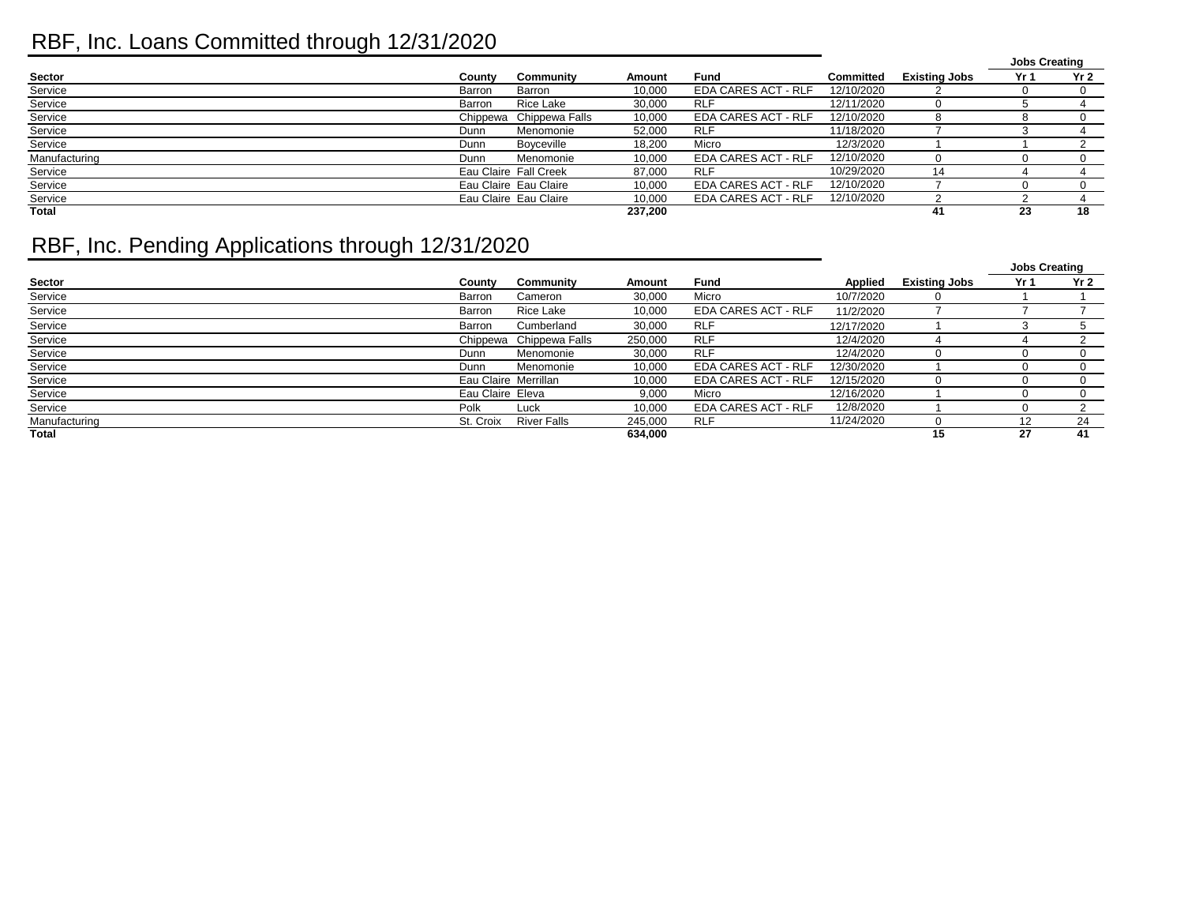# RBF, Inc. Loans Committed through 12/31/2020

| Sector | County | Community | Amount | Fund | Committed | Existing Jobs | Jobs Creating Yr 1 | Jobs Creating Yr 2 |
|---|---|---|---|---|---|---|---|---|
| Service | Barron | Barron | 10,000 | EDA CARES ACT - RLF | 12/10/2020 | 2 | 0 | 0 |
| Service | Barron | Rice Lake | 30,000 | RLF | 12/11/2020 | 0 | 5 | 4 |
| Service | Chippewa | Chippewa Falls | 10,000 | EDA CARES ACT - RLF | 12/10/2020 | 8 | 8 | 0 |
| Service | Dunn | Menomonie | 52,000 | RLF | 11/18/2020 | 7 | 3 | 4 |
| Service | Dunn | Boyceville | 18,200 | Micro | 12/3/2020 | 1 | 1 | 2 |
| Manufacturing | Dunn | Menomonie | 10,000 | EDA CARES ACT - RLF | 12/10/2020 | 0 | 0 | 0 |
| Service | Eau Claire | Fall Creek | 87,000 | RLF | 10/29/2020 | 14 | 4 | 4 |
| Service | Eau Claire | Eau Claire | 10,000 | EDA CARES ACT - RLF | 12/10/2020 | 7 | 0 | 0 |
| Service | Eau Claire | Eau Claire | 10,000 | EDA CARES ACT - RLF | 12/10/2020 | 2 | 2 | 4 |
| **Total** | | | **237,200** | | | **41** | **23** | **18** |

# RBF, Inc. Pending Applications through 12/31/2020

| Sector | County | Community | Amount | Fund | Applied | Existing Jobs | Jobs Creating Yr 1 | Jobs Creating Yr 2 |
|---|---|---|---|---|---|---|---|---|
| Service | Barron | Cameron | 30,000 | Micro | 10/7/2020 | 0 | 1 | 1 |
| Service | Barron | Rice Lake | 10,000 | EDA CARES ACT - RLF | 11/2/2020 | 7 | 7 | 7 |
| Service | Barron | Cumberland | 30,000 | RLF | 12/17/2020 | 1 | 3 | 5 |
| Service | Chippewa | Chippewa Falls | 250,000 | RLF | 12/4/2020 | 4 | 4 | 2 |
| Service | Dunn | Menomonie | 30,000 | RLF | 12/4/2020 | 0 | 0 | 0 |
| Service | Dunn | Menomonie | 10,000 | EDA CARES ACT - RLF | 12/30/2020 | 1 | 0 | 0 |
| Service | Eau Claire | Merrillan | 10,000 | EDA CARES ACT - RLF | 12/15/2020 | 0 | 0 | 0 |
| Service | Eau Claire | Eleva | 9,000 | Micro | 12/16/2020 | 1 | 0 | 0 |
| Service | Polk | Luck | 10,000 | EDA CARES ACT - RLF | 12/8/2020 | 1 | 0 | 2 |
| Manufacturing | St. Croix | River Falls | 245,000 | RLF | 11/24/2020 | 0 | 12 | 24 |
| **Total** | | | **634,000** | | | **15** | **27** | **41** |